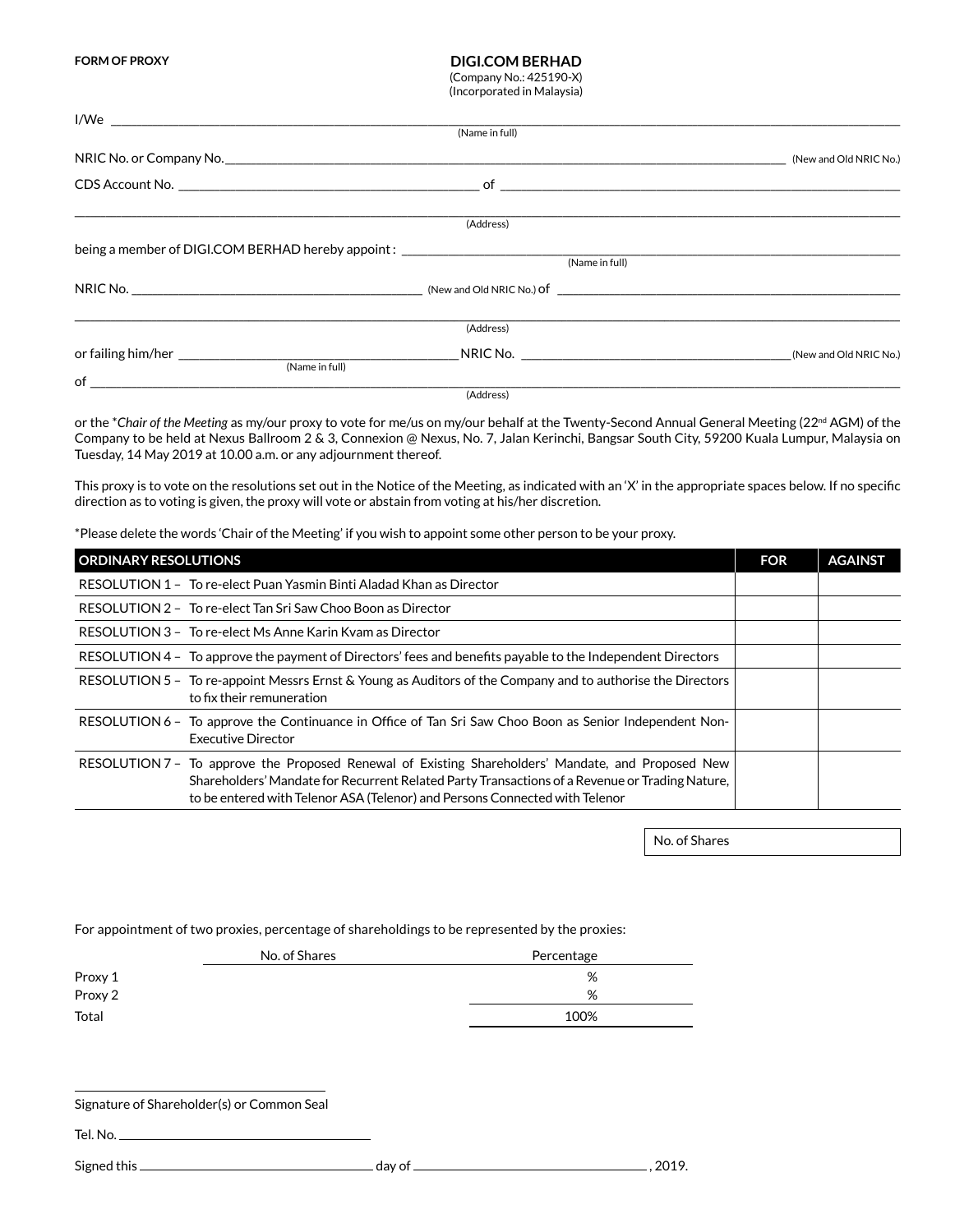**FORM OF PROXY**

# DIGI.COM BERHAD

(Company No.: 425190-X)
(Incorporated in Malaysia)

I/We ______________________________________________________________________________
(Name in full)

NRIC No. or Company No. __________________________________________________ (New and Old NRIC No.)

CDS Account No. ______________________________ of ______________________________________

______________________________________________________________________________
(Address)

being a member of DIGI.COM BERHAD hereby appoint : ______________________________________
(Name in full)

NRIC No. ______________________________ (New and Old NRIC No.) of ______________________________

______________________________________________________________________________
(Address)

or failing him/her ______________________________ NRIC No. ______________________________ (New and Old NRIC No.)
(Name in full)

of ______________________________________________________________________________
(Address)

or the **Chair of the Meeting* as my/our proxy to vote for me/us on my/our behalf at the Twenty-Second Annual General Meeting (22nd AGM) of the Company to be held at Nexus Ballroom 2 & 3, Connexion @ Nexus, No. 7, Jalan Kerinchi, Bangsar South City, 59200 Kuala Lumpur, Malaysia on Tuesday, 14 May 2019 at 10.00 a.m. or any adjournment thereof.

This proxy is to vote on the resolutions set out in the Notice of the Meeting, as indicated with an 'X' in the appropriate spaces below. If no specific direction as to voting is given, the proxy will vote or abstain from voting at his/her discretion.

*Please delete the words 'Chair of the Meeting' if you wish to appoint some other person to be your proxy.

| ORDINARY RESOLUTIONS | FOR | AGAINST |
|---|---|---|
| RESOLUTION 1 – To re-elect Puan Yasmin Binti Aladad Khan as Director | | |
| RESOLUTION 2 – To re-elect Tan Sri Saw Choo Boon as Director | | |
| RESOLUTION 3 – To re-elect Ms Anne Karin Kvam as Director | | |
| RESOLUTION 4 – To approve the payment of Directors' fees and benefits payable to the Independent Directors | | |
| RESOLUTION 5 – To re-appoint Messrs Ernst & Young as Auditors of the Company and to authorise the Directors to fix their remuneration | | |
| RESOLUTION 6 – To approve the Continuance in Office of Tan Sri Saw Choo Boon as Senior Independent Non-Executive Director | | |
| RESOLUTION 7 – To approve the Proposed Renewal of Existing Shareholders' Mandate, and Proposed New Shareholders' Mandate for Recurrent Related Party Transactions of a Revenue or Trading Nature, to be entered with Telenor ASA (Telenor) and Persons Connected with Telenor | | |

| No. of Shares | |
|---|---|

For appointment of two proxies, percentage of shareholdings to be represented by the proxies:

| | No. of Shares | Percentage |
|---|---|---|
| Proxy 1 | | % |
| Proxy 2 | | % |
| Total | | 100% |

______________________________
Signature of Shareholder(s) or Common Seal

Tel. No. ______________________________

Signed this ______________________________ day of ______________________________ , 2019.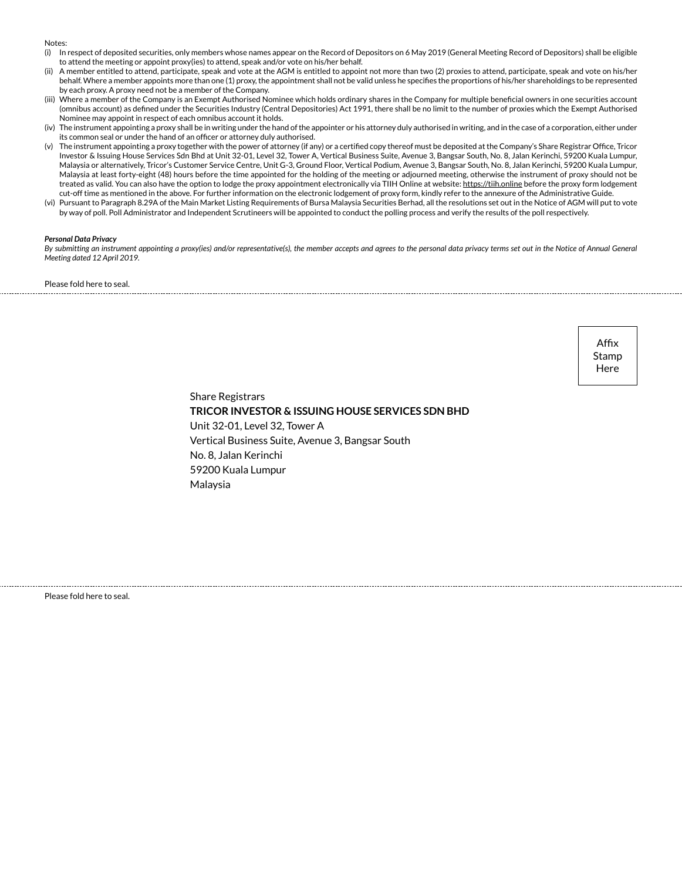Notes:

(i) In respect of deposited securities, only members whose names appear on the Record of Depositors on 6 May 2019 (General Meeting Record of Depositors) shall be eligible to attend the meeting or appoint proxy(ies) to attend, speak and/or vote on his/her behalf.

(ii) A member entitled to attend, participate, speak and vote at the AGM is entitled to appoint not more than two (2) proxies to attend, participate, speak and vote on his/her behalf. Where a member appoints more than one (1) proxy, the appointment shall not be valid unless he specifies the proportions of his/her shareholdings to be represented by each proxy. A proxy need not be a member of the Company.

(iii) Where a member of the Company is an Exempt Authorised Nominee which holds ordinary shares in the Company for multiple beneficial owners in one securities account (omnibus account) as defined under the Securities Industry (Central Depositories) Act 1991, there shall be no limit to the number of proxies which the Exempt Authorised Nominee may appoint in respect of each omnibus account it holds.

(iv) The instrument appointing a proxy shall be in writing under the hand of the appointer or his attorney duly authorised in writing, and in the case of a corporation, either under its common seal or under the hand of an officer or attorney duly authorised.

(v) The instrument appointing a proxy together with the power of attorney (if any) or a certified copy thereof must be deposited at the Company's Share Registrar Office, Tricor Investor & Issuing House Services Sdn Bhd at Unit 32-01, Level 32, Tower A, Vertical Business Suite, Avenue 3, Bangsar South, No. 8, Jalan Kerinchi, 59200 Kuala Lumpur, Malaysia or alternatively, Tricor's Customer Service Centre, Unit G-3, Ground Floor, Vertical Podium, Avenue 3, Bangsar South, No. 8, Jalan Kerinchi, 59200 Kuala Lumpur, Malaysia at least forty-eight (48) hours before the time appointed for the holding of the meeting or adjourned meeting, otherwise the instrument of proxy should not be treated as valid. You can also have the option to lodge the proxy appointment electronically via TIIH Online at website: https://tiih.online before the proxy form lodgement cut-off time as mentioned in the above. For further information on the electronic lodgement of proxy form, kindly refer to the annexure of the Administrative Guide.

(vi) Pursuant to Paragraph 8.29A of the Main Market Listing Requirements of Bursa Malaysia Securities Berhad, all the resolutions set out in the Notice of AGM will put to vote by way of poll. Poll Administrator and Independent Scrutineers will be appointed to conduct the polling process and verify the results of the poll respectively.

***Personal Data Privacy***

*By submitting an instrument appointing a proxy(ies) and/or representative(s), the member accepts and agrees to the personal data privacy terms set out in the Notice of Annual General Meeting dated 12 April 2019.*

Please fold here to seal.

Affix Stamp Here

Share Registrars
**TRICOR INVESTOR & ISSUING HOUSE SERVICES SDN BHD**
Unit 32-01, Level 32, Tower A
Vertical Business Suite, Avenue 3, Bangsar South
No. 8, Jalan Kerinchi
59200 Kuala Lumpur
Malaysia

Please fold here to seal.